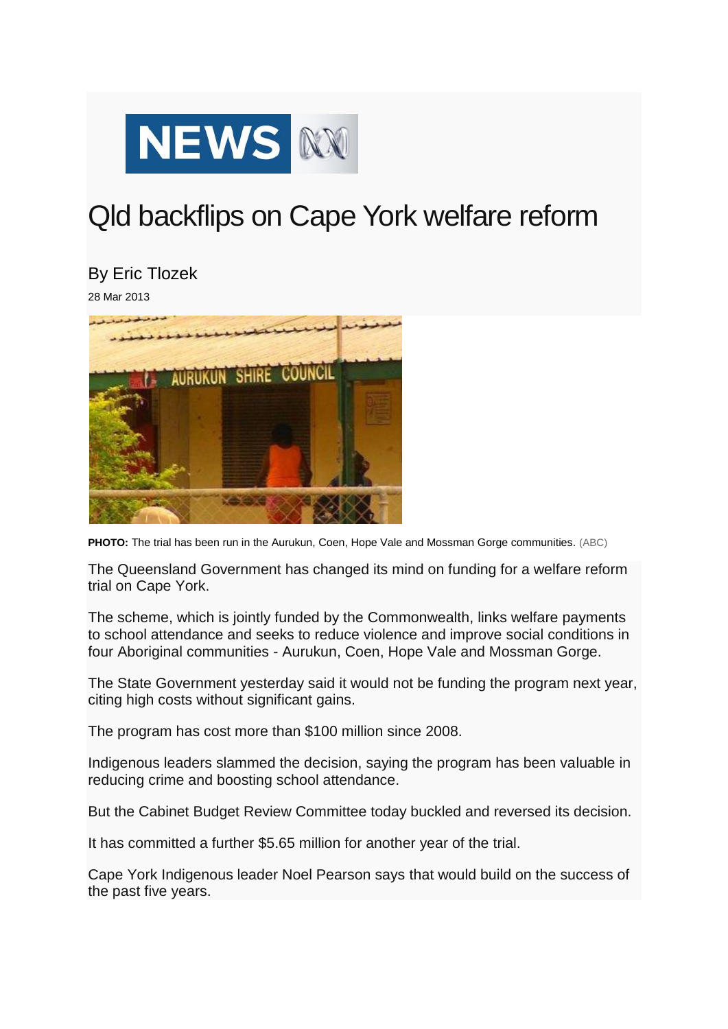NEWS

# Qld backflips on Cape York welfare reform

By Eric Tlozek

28 Mar 2013

**PHOTO:** The trial has been run in the Aurukun, Coen, Hope Vale and Mossman Gorge communities. (ABC)

The Queensland Government has changed its mind on funding for a welfare reform trial on Cape York.

The scheme, which is jointly funded by the Commonwealth, links welfare payments to school attendance and seeks to reduce violence and improve social conditions in four Aboriginal communities - Aurukun, Coen, Hope Vale and Mossman Gorge.

The State Government yesterday said it would not be funding the program next year, citing high costs without significant gains.

The program has cost more than $100 million since 2008.

Indigenous leaders slammed the decision, saying the program has been valuable in reducing crime and boosting school attendance.

But the Cabinet Budget Review Committee today buckled and reversed its decision.

It has committed a further $5.65 million for another year of the trial.

Cape York Indigenous leader Noel Pearson says that would build on the success of the past five years.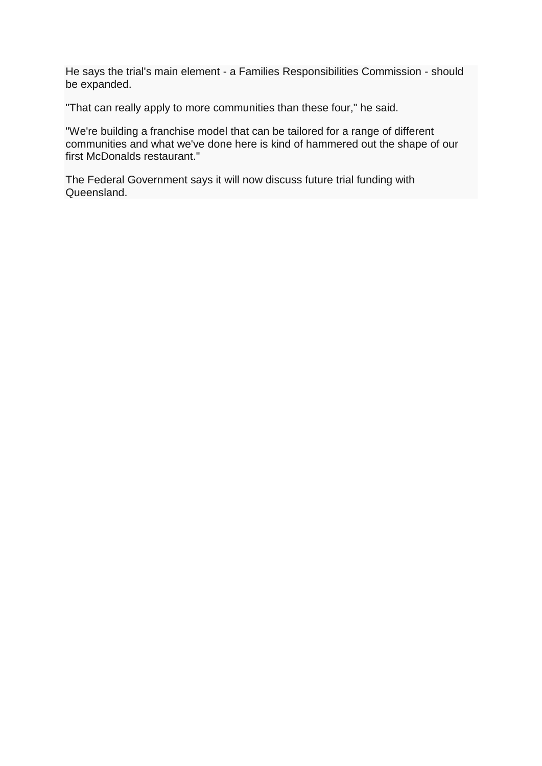He says the trial's main element - a Families Responsibilities Commission - should be expanded.

"That can really apply to more communities than these four," he said.

"We're building a franchise model that can be tailored for a range of different communities and what we've done here is kind of hammered out the shape of our first McDonalds restaurant."

The Federal Government says it will now discuss future trial funding with Queensland.